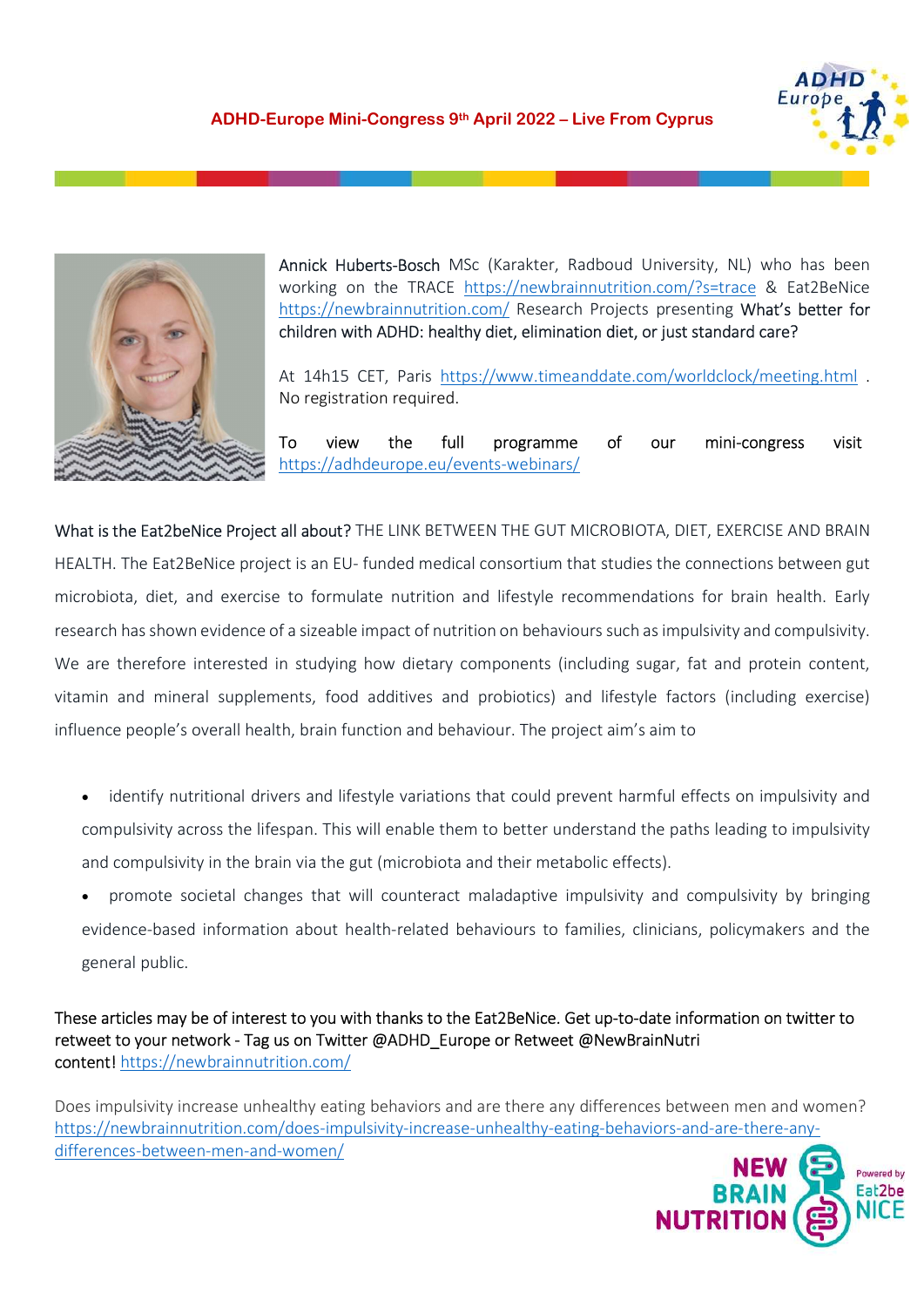# ADHD-Europe Mini-Congress 9th April 2022 – Live From Cyprus

Annick Huberts-Bosch MSc (Karakter, Radboud University, NL) who has been working on the TRACE https://newbrainnutrition.com/?s=trace & Eat2BeNice https://newbrainnutrition.com/ Research Projects presenting What's better for children with ADHD: healthy diet, elimination diet, or just standard care?

At 14h15 CET, Paris https://www.timeanddate.com/worldclock/meeting.html . No registration required.

To view the full programme of our mini-congress visit https://adhdeurope.eu/events-webinars/

What is the Eat2beNice Project all about? THE LINK BETWEEN THE GUT MICROBIOTA, DIET, EXERCISE AND BRAIN HEALTH. The Eat2BeNice project is an EU- funded medical consortium that studies the connections between gut microbiota, diet, and exercise to formulate nutrition and lifestyle recommendations for brain health. Early research has shown evidence of a sizeable impact of nutrition on behaviours such as impulsivity and compulsivity. We are therefore interested in studying how dietary components (including sugar, fat and protein content, vitamin and mineral supplements, food additives and probiotics) and lifestyle factors (including exercise) influence people's overall health, brain function and behaviour. The project aim's aim to

- identify nutritional drivers and lifestyle variations that could prevent harmful effects on impulsivity and compulsivity across the lifespan. This will enable them to better understand the paths leading to impulsivity and compulsivity in the brain via the gut (microbiota and their metabolic effects).
- promote societal changes that will counteract maladaptive impulsivity and compulsivity by bringing evidence-based information about health-related behaviours to families, clinicians, policymakers and the general public.

These articles may be of interest to you with thanks to the Eat2BeNice. Get up-to-date information on twitter to retweet to your network - Tag us on Twitter @ADHD_Europe or Retweet @NewBrainNutri content! https://newbrainnutrition.com/

Does impulsivity increase unhealthy eating behaviors and are there any differences between men and women? https://newbrainnutrition.com/does-impulsivity-increase-unhealthy-eating-behaviors-and-are-there-any-differences-between-men-and-women/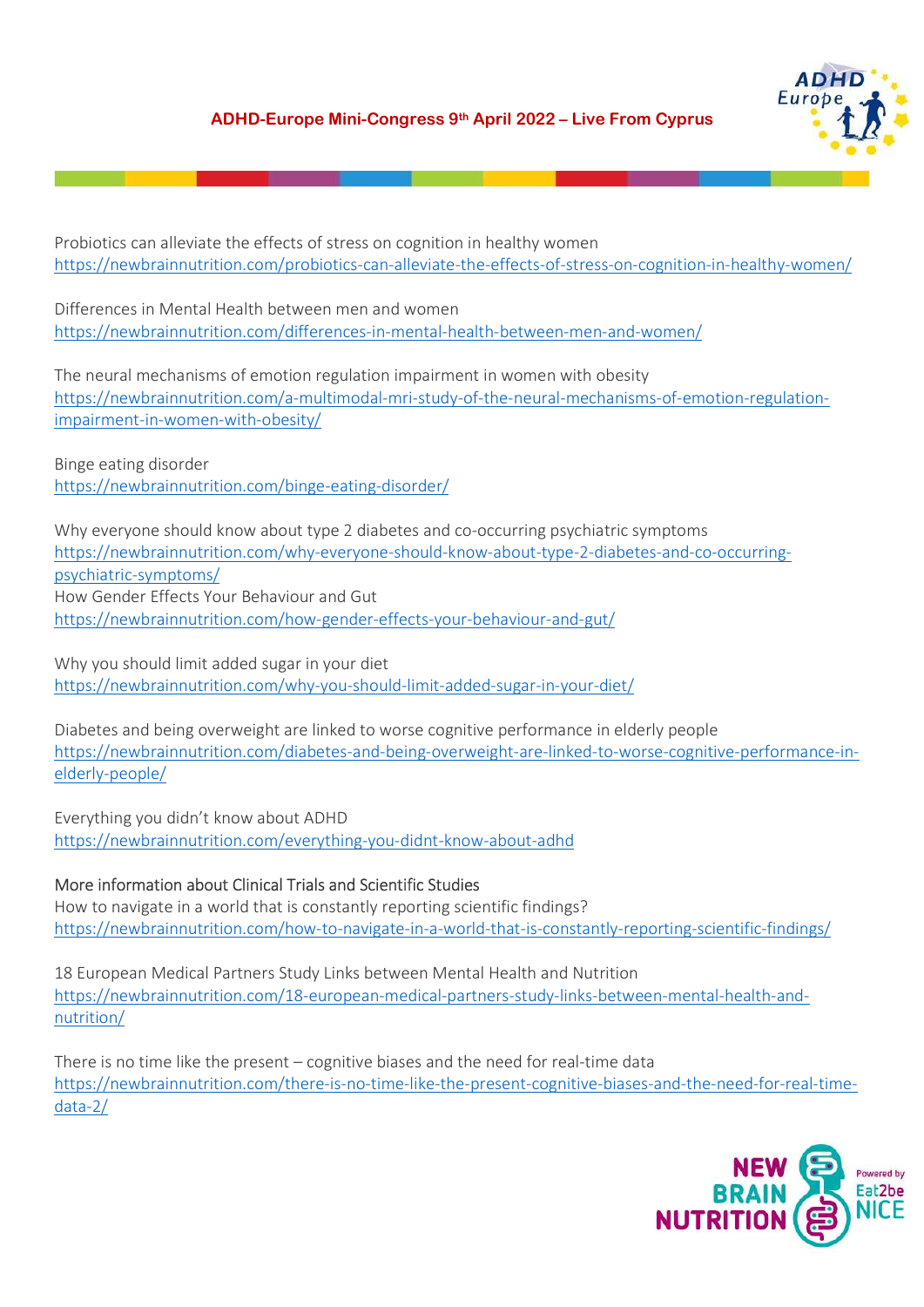Probiotics can alleviate the effects of stress on cognition in healthy women
https://newbrainnutrition.com/probiotics-can-alleviate-the-effects-of-stress-on-cognition-in-healthy-women/

Differences in Mental Health between men and women
https://newbrainnutrition.com/differences-in-mental-health-between-men-and-women/

The neural mechanisms of emotion regulation impairment in women with obesity
https://newbrainnutrition.com/a-multimodal-mri-study-of-the-neural-mechanisms-of-emotion-regulation-impairment-in-women-with-obesity/

Binge eating disorder
https://newbrainnutrition.com/binge-eating-disorder/

Why everyone should know about type 2 diabetes and co-occurring psychiatric symptoms
https://newbrainnutrition.com/why-everyone-should-know-about-type-2-diabetes-and-co-occurring-psychiatric-symptoms/

How Gender Effects Your Behaviour and Gut
https://newbrainnutrition.com/how-gender-effects-your-behaviour-and-gut/

Why you should limit added sugar in your diet
https://newbrainnutrition.com/why-you-should-limit-added-sugar-in-your-diet/

Diabetes and being overweight are linked to worse cognitive performance in elderly people
https://newbrainnutrition.com/diabetes-and-being-overweight-are-linked-to-worse-cognitive-performance-in-elderly-people/

Everything you didn't know about ADHD
https://newbrainnutrition.com/everything-you-didnt-know-about-adhd

More information about Clinical Trials and Scientific Studies

How to navigate in a world that is constantly reporting scientific findings?
https://newbrainnutrition.com/how-to-navigate-in-a-world-that-is-constantly-reporting-scientific-findings/

18 European Medical Partners Study Links between Mental Health and Nutrition
https://newbrainnutrition.com/18-european-medical-partners-study-links-between-mental-health-and-nutrition/

There is no time like the present – cognitive biases and the need for real-time data
https://newbrainnutrition.com/there-is-no-time-like-the-present-cognitive-biases-and-the-need-for-real-time-data-2/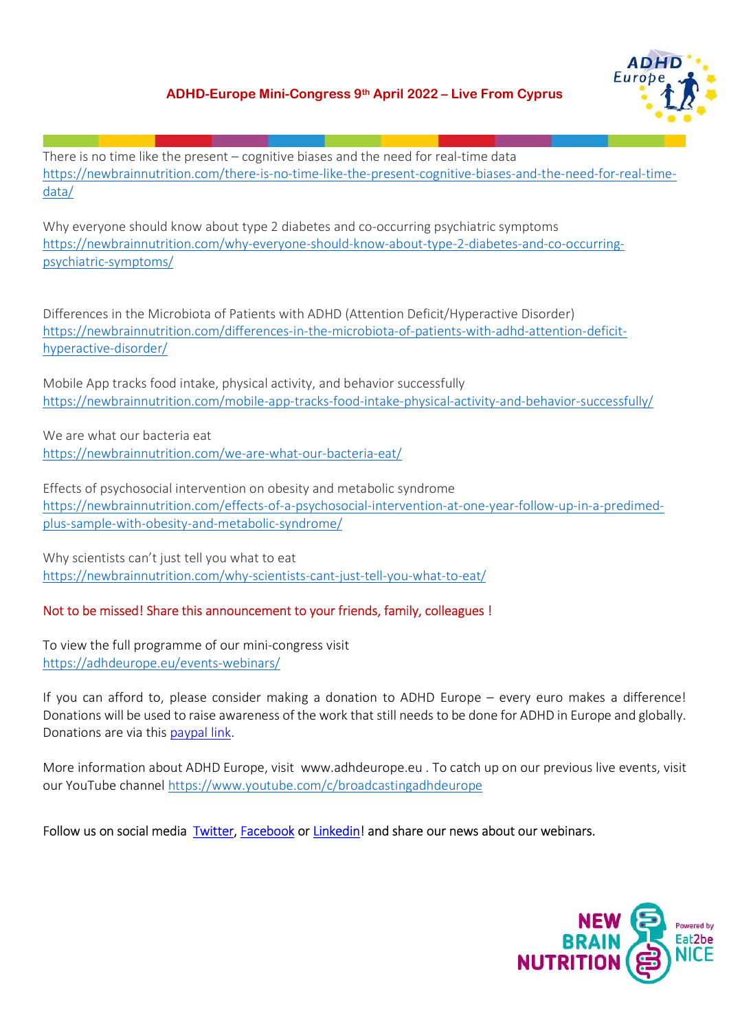There is no time like the present – cognitive biases and the need for real-time data
https://newbrainnutrition.com/there-is-no-time-like-the-present-cognitive-biases-and-the-need-for-real-time-data/

Why everyone should know about type 2 diabetes and co-occurring psychiatric symptoms
https://newbrainnutrition.com/why-everyone-should-know-about-type-2-diabetes-and-co-occurring-psychiatric-symptoms/

Differences in the Microbiota of Patients with ADHD (Attention Deficit/Hyperactive Disorder)
https://newbrainnutrition.com/differences-in-the-microbiota-of-patients-with-adhd-attention-deficit-hyperactive-disorder/

Mobile App tracks food intake, physical activity, and behavior successfully
https://newbrainnutrition.com/mobile-app-tracks-food-intake-physical-activity-and-behavior-successfully/

We are what our bacteria eat
https://newbrainnutrition.com/we-are-what-our-bacteria-eat/

Effects of psychosocial intervention on obesity and metabolic syndrome
https://newbrainnutrition.com/effects-of-a-psychosocial-intervention-at-one-year-follow-up-in-a-predimed-plus-sample-with-obesity-and-metabolic-syndrome/

Why scientists can't just tell you what to eat
https://newbrainnutrition.com/why-scientists-cant-just-tell-you-what-to-eat/

Not to be missed! Share this announcement to your friends, family, colleagues !

To view the full programme of our mini-congress visit
https://adhdeurope.eu/events-webinars/

If you can afford to, please consider making a donation to ADHD Europe – every euro makes a difference! Donations will be used to raise awareness of the work that still needs to be done for ADHD in Europe and globally. Donations are via this paypal link.

More information about ADHD Europe, visit www.adhdeurope.eu . To catch up on our previous live events, visit our YouTube channel https://www.youtube.com/c/broadcastingadhdeurope

Follow us on social media Twitter, Facebook or Linkedin! and share our news about our webinars.

NEW BRAIN NUTRITION Powered by Eat2be NICE